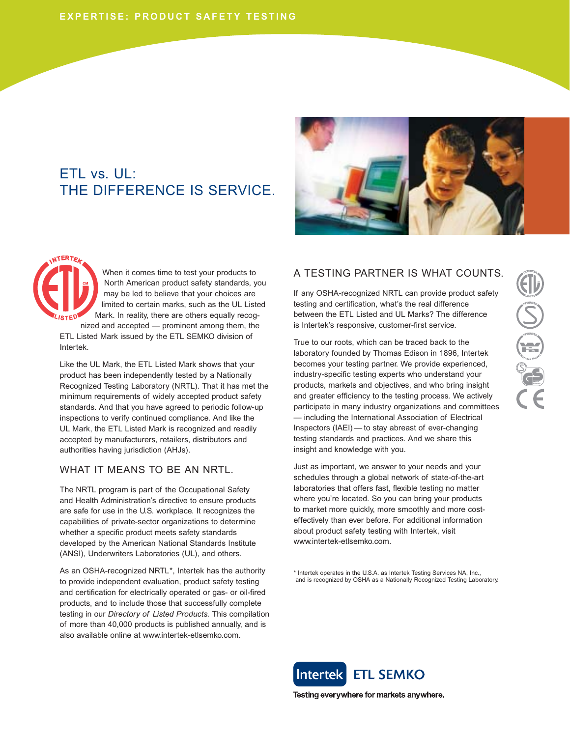EXPERTISE: PRODUCT SAFETY TESTING

# ETL vs. UL: THE DIFFERENCE IS SERVICE.

When it comes time to test your products to North American product safety standards, you may be led to believe that your choices are limited to certain marks, such as the UL Listed Mark. In reality, there are others equally recognized and accepted — prominent among them, the ETL Listed Mark issued by the ETL SEMKO division of Intertek.

Like the UL Mark, the ETL Listed Mark shows that your product has been independently tested by a Nationally Recognized Testing Laboratory (NRTL). That it has met the minimum requirements of widely accepted product safety standards. And that you have agreed to periodic follow-up inspections to verify continued compliance. And like the UL Mark, the ETL Listed Mark is recognized and readily accepted by manufacturers, retailers, distributors and authorities having jurisdiction (AHJs).

## WHAT IT MEANS TO BE AN NRTL.

The NRTL program is part of the Occupational Safety and Health Administration's directive to ensure products are safe for use in the U.S. workplace. It recognizes the capabilities of private-sector organizations to determine whether a specific product meets safety standards developed by the American National Standards Institute (ANSI), Underwriters Laboratories (UL), and others.

As an OSHA-recognized NRTL*, Intertek has the authority to provide independent evaluation, product safety testing and certification for electrically operated or gas- or oil-fired products, and to include those that successfully complete testing in our *Directory of Listed Products.* This compilation of more than 40,000 products is published annually, and is also available online at www.intertek-etlsemko.com.

## A TESTING PARTNER IS WHAT COUNTS.

If any OSHA-recognized NRTL can provide product safety testing and certification, what's the real difference between the ETL Listed and UL Marks? The difference is Intertek's responsive, customer-first service.

True to our roots, which can be traced back to the laboratory founded by Thomas Edison in 1896, Intertek becomes your testing partner. We provide experienced, industry-specific testing experts who understand your products, markets and objectives, and who bring insight and greater efficiency to the testing process. We actively participate in many industry organizations and committees — including the International Association of Electrical Inspectors (IAEI) — to stay abreast of ever-changing testing standards and practices. And we share this insight and knowledge with you.

Just as important, we answer to your needs and your schedules through a global network of state-of-the-art laboratories that offers fast, flexible testing no matter where you're located. So you can bring your products to market more quickly, more smoothly and more cost-effectively than ever before. For additional information about product safety testing with Intertek, visit www.intertek-etlsemko.com.

\* Intertek operates in the U.S.A. as Intertek Testing Services NA, Inc., and is recognized by OSHA as a Nationally Recognized Testing Laboratory.

Intertek ETL SEMKO

Testing everywhere for markets anywhere.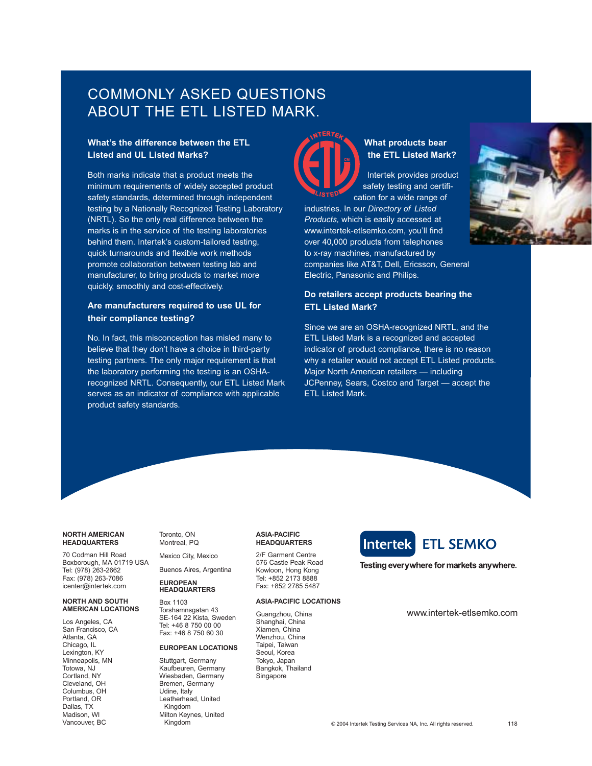# COMMONLY ASKED QUESTIONS ABOUT THE ETL LISTED MARK.

### What's the difference between the ETL Listed and UL Listed Marks?

Both marks indicate that a product meets the minimum requirements of widely accepted product safety standards, determined through independent testing by a Nationally Recognized Testing Laboratory (NRTL). So the only real difference between the marks is in the service of the testing laboratories behind them. Intertek's custom-tailored testing, quick turnarounds and flexible work methods promote collaboration between testing lab and manufacturer, to bring products to market more quickly, smoothly and cost-effectively.

### Are manufacturers required to use UL for their compliance testing?

No. In fact, this misconception has misled many to believe that they don't have a choice in third-party testing partners. The only major requirement is that the laboratory performing the testing is an OSHA-recognized NRTL. Consequently, our ETL Listed Mark serves as an indicator of compliance with applicable product safety standards.

### What products bear the ETL Listed Mark?

Intertek provides product safety testing and certification for a wide range of industries. In our *Directory of Listed Products,* which is easily accessed at www.intertek-etlsemko.com, you'll find over 40,000 products from telephones to x-ray machines, manufactured by companies like AT&T, Dell, Ericsson, General Electric, Panasonic and Philips.

### Do retailers accept products bearing the ETL Listed Mark?

Since we are an OSHA-recognized NRTL, and the ETL Listed Mark is a recognized and accepted indicator of product compliance, there is no reason why a retailer would not accept ETL Listed products. Major North American retailers — including JCPenney, Sears, Costco and Target — accept the ETL Listed Mark.

**NORTH AMERICAN HEADQUARTERS**

70 Codman Hill Road
Boxborough, MA 01719 USA
Tel: (978) 263-2662
Fax: (978) 263-7086
icenter@intertek.com

**NORTH AND SOUTH AMERICAN LOCATIONS**

Los Angeles, CA
San Francisco, CA
Atlanta, GA
Chicago, IL
Lexington, KY
Minneapolis, MN
Totowa, NJ
Cortland, NY
Cleveland, OH
Columbus, OH
Portland, OR
Dallas, TX
Madison, WI
Vancouver, BC
Toronto, ON
Montreal, PQ

Mexico City, Mexico

Buenos Aires, Argentina

**EUROPEAN HEADQUARTERS**

Box 1103
Torshamnsgatan 43
SE-164 22 Kista, Sweden
Tel: +46 8 750 00 00
Fax: +46 8 750 60 30

**EUROPEAN LOCATIONS**

Stuttgart, Germany
Kaufbeuren, Germany
Wiesbaden, Germany
Bremen, Germany
Udine, Italy
Leatherhead, United Kingdom
Milton Keynes, United Kingdom

**ASIA-PACIFIC HEADQUARTERS**

2/F Garment Centre
576 Castle Peak Road
Kowloon, Hong Kong
Tel: +852 2173 8888
Fax: +852 2785 5487

**ASIA-PACIFIC LOCATIONS**

Guangzhou, China
Shanghai, China
Xiamen, China
Wenzhou, China
Taipei, Taiwan
Seoul, Korea
Tokyo, Japan
Bangkok, Thailand
Singapore

Intertek ETL SEMKO

Testing everywhere for markets anywhere.

www.intertek-etlsemko.com

© 2004 Intertek Testing Services NA, Inc. All rights reserved.